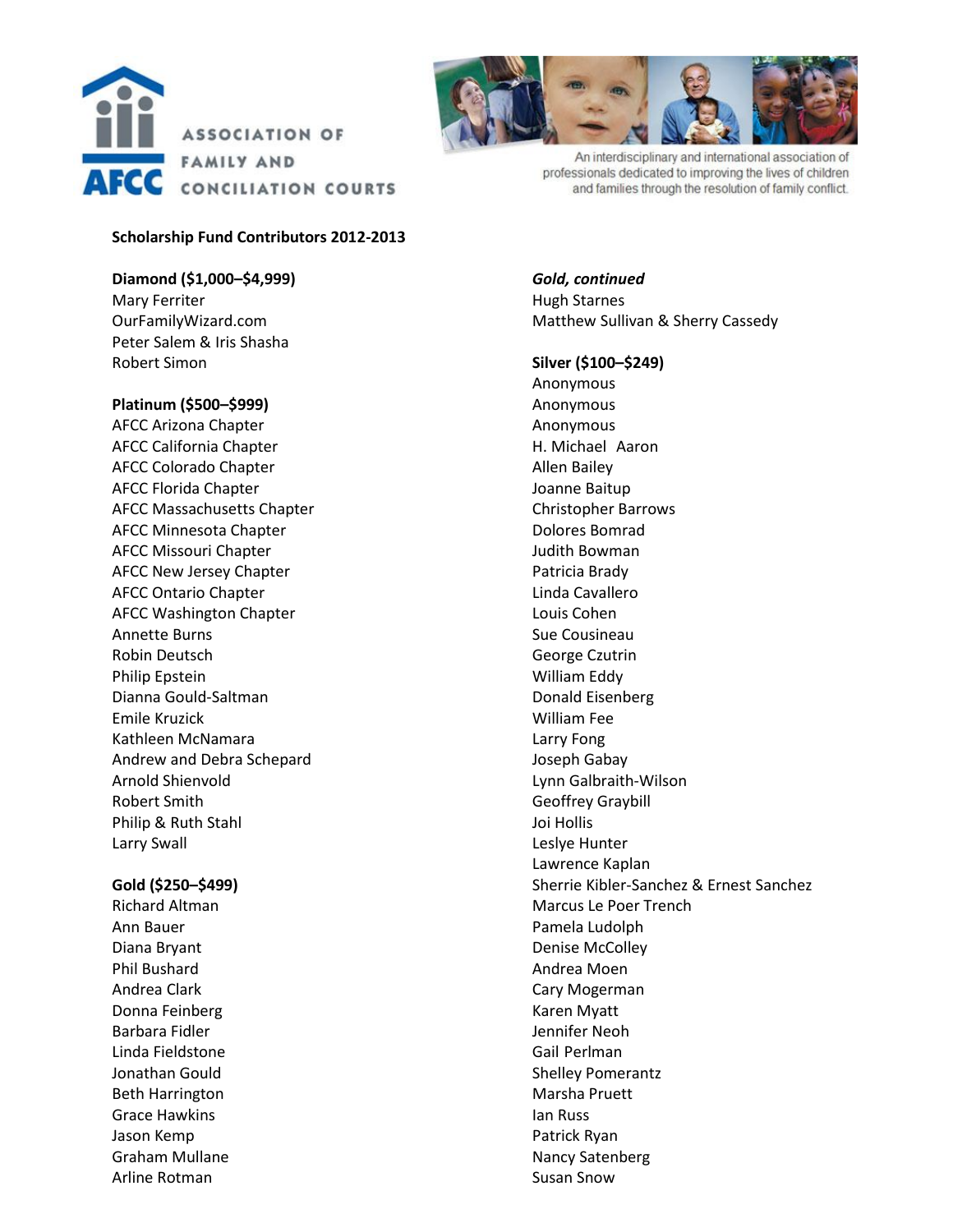# Association of Family and Conciliation Courts

An interdisciplinary and international association of professionals dedicated to improving the lives of children and families through the resolution of family conflict.

**Scholarship Fund Contributors 2012-2013**

**Diamond ($1,000–$4,999)**
Mary Ferriter
OurFamilyWizard.com
Peter Salem & Iris Shasha
Robert Simon

**Platinum ($500–$999)**
AFCC Arizona Chapter
AFCC California Chapter
AFCC Colorado Chapter
AFCC Florida Chapter
AFCC Massachusetts Chapter
AFCC Minnesota Chapter
AFCC Missouri Chapter
AFCC New Jersey Chapter
AFCC Ontario Chapter
AFCC Washington Chapter
Annette Burns
Robin Deutsch
Philip Epstein
Dianna Gould-Saltman
Emile Kruzick
Kathleen McNamara
Andrew and Debra Schepard
Arnold Shienvold
Robert Smith
Philip & Ruth Stahl
Larry Swall

**Gold ($250–$499)**
Richard Altman
Ann Bauer
Diana Bryant
Phil Bushard
Andrea Clark
Donna Feinberg
Barbara Fidler
Linda Fieldstone
Jonathan Gould
Beth Harrington
Grace Hawkins
Jason Kemp
Graham Mullane
Arline Rotman

***Gold, continued***
Hugh Starnes
Matthew Sullivan & Sherry Cassedy

**Silver ($100–$249)**
Anonymous
Anonymous
Anonymous
H. Michael Aaron
Allen Bailey
Joanne Baitup
Christopher Barrows
Dolores Bomrad
Judith Bowman
Patricia Brady
Linda Cavallero
Louis Cohen
Sue Cousineau
George Czutrin
William Eddy
Donald Eisenberg
William Fee
Larry Fong
Joseph Gabay
Lynn Galbraith-Wilson
Geoffrey Graybill
Joi Hollis
Leslye Hunter
Lawrence Kaplan
Sherrie Kibler-Sanchez & Ernest Sanchez
Marcus Le Poer Trench
Pamela Ludolph
Denise McColley
Andrea Moen
Cary Mogerman
Karen Myatt
Jennifer Neoh
Gail Perlman
Shelley Pomerantz
Marsha Pruett
Ian Russ
Patrick Ryan
Nancy Satenberg
Susan Snow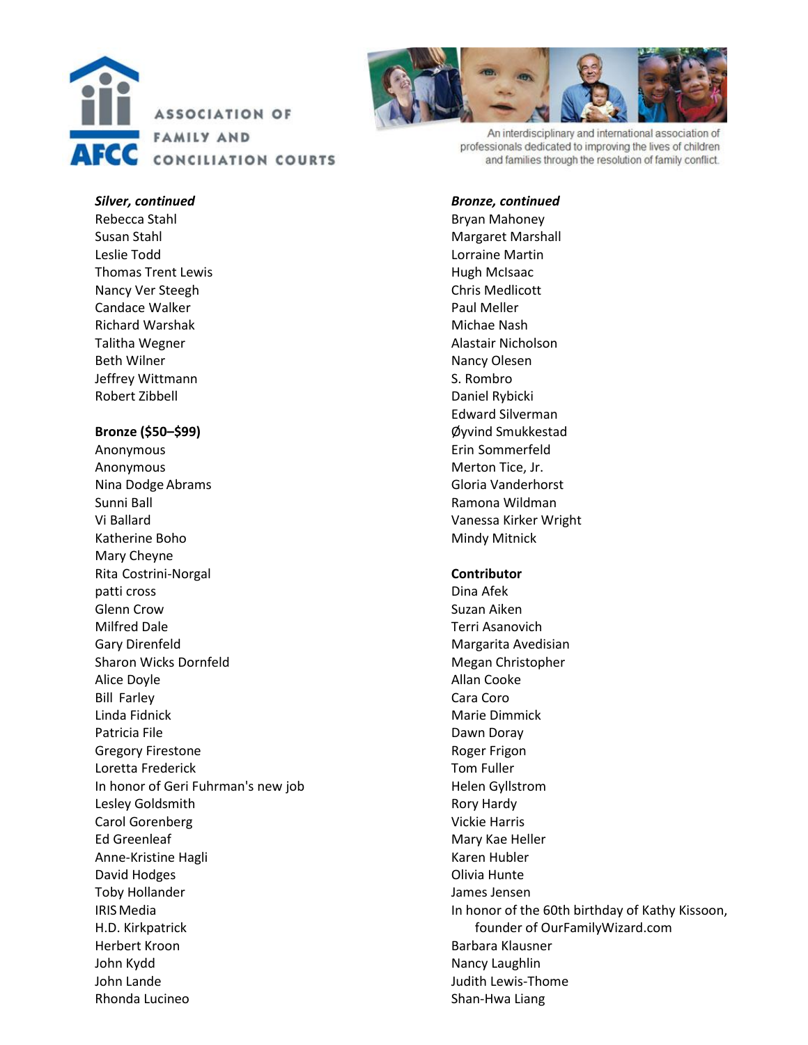***Silver, continued***

Rebecca Stahl
Susan Stahl
Leslie Todd
Thomas Trent Lewis
Nancy Ver Steegh
Candace Walker
Richard Warshak
Talitha Wegner
Beth Wilner
Jeffrey Wittmann
Robert Zibbell

**Bronze ($50–$99)**

Anonymous
Anonymous
Nina Dodge Abrams
Sunni Ball
Vi Ballard
Katherine Boho
Mary Cheyne
Rita Costrini-Norgal
patti cross
Glenn Crow
Milfred Dale
Gary Direnfeld
Sharon Wicks Dornfeld
Alice Doyle
Bill Farley
Linda Fidnick
Patricia File
Gregory Firestone
Loretta Frederick
In honor of Geri Fuhrman's new job
Lesley Goldsmith
Carol Gorenberg
Ed Greenleaf
Anne-Kristine Hagli
David Hodges
Toby Hollander
IRIS Media
H.D. Kirkpatrick
Herbert Kroon
John Kydd
John Lande
Rhonda Lucineo

***Bronze, continued***

Bryan Mahoney
Margaret Marshall
Lorraine Martin
Hugh McIsaac
Chris Medlicott
Paul Meller
Michae Nash
Alastair Nicholson
Nancy Olesen
S. Rombro
Daniel Rybicki
Edward Silverman
Øyvind Smukkestad
Erin Sommerfeld
Merton Tice, Jr.
Gloria Vanderhorst
Ramona Wildman
Vanessa Kirker Wright
Mindy Mitnick

**Contributor**

Dina Afek
Suzan Aiken
Terri Asanovich
Margarita Avedisian
Megan Christopher
Allan Cooke
Cara Coro
Marie Dimmick
Dawn Doray
Roger Frigon
Tom Fuller
Helen Gyllstrom
Rory Hardy
Vickie Harris
Mary Kae Heller
Karen Hubler
Olivia Hunte
James Jensen
In honor of the 60th birthday of Kathy Kissoon, founder of OurFamilyWizard.com
Barbara Klausner
Nancy Laughlin
Judith Lewis-Thome
Shan-Hwa Liang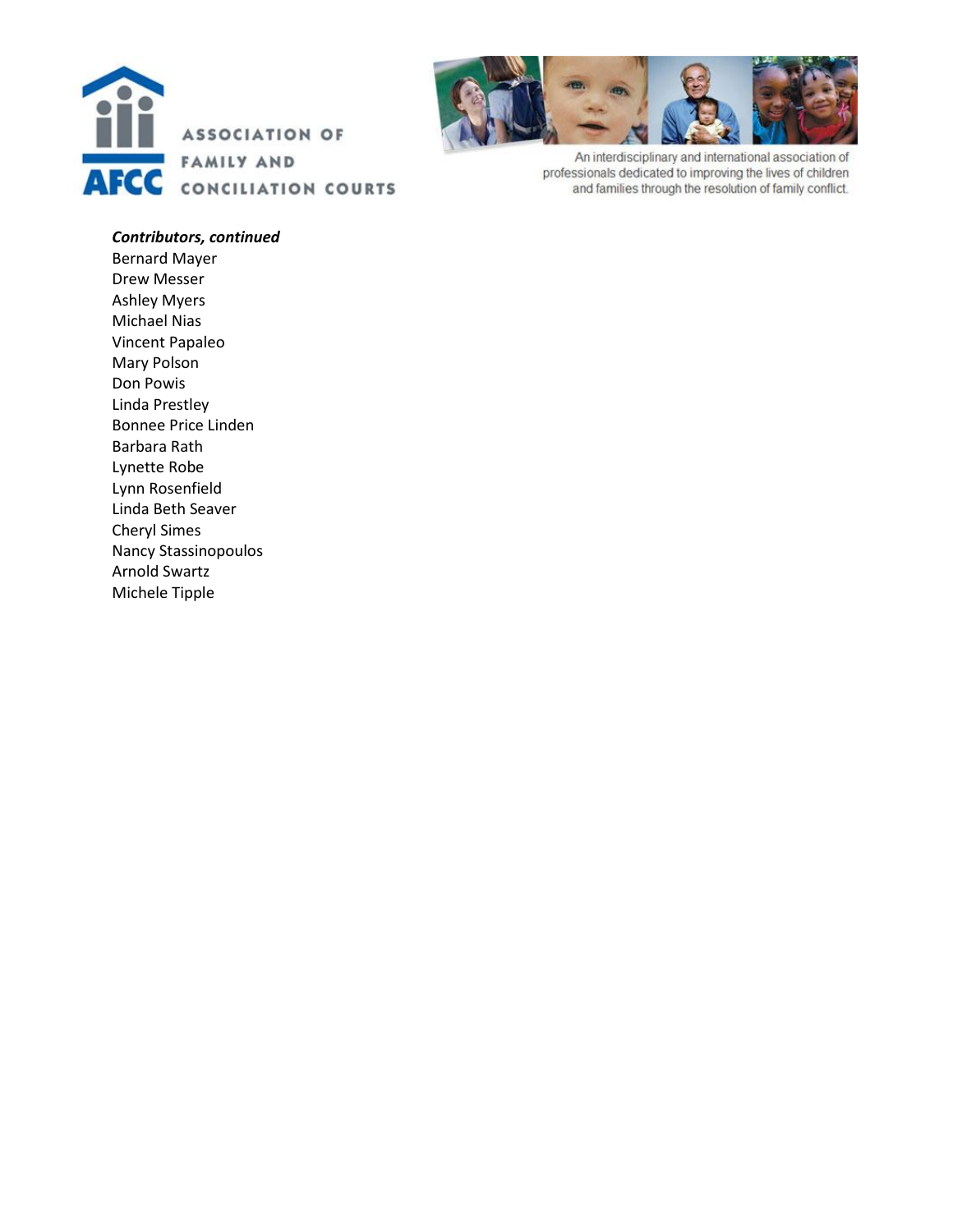***Contributors, continued***

Bernard Mayer
Drew Messer
Ashley Myers
Michael Nias
Vincent Papaleo
Mary Polson
Don Powis
Linda Prestley
Bonnee Price Linden
Barbara Rath
Lynette Robe
Lynn Rosenfield
Linda Beth Seaver
Cheryl Simes
Nancy Stassinopoulos
Arnold Swartz
Michele Tipple